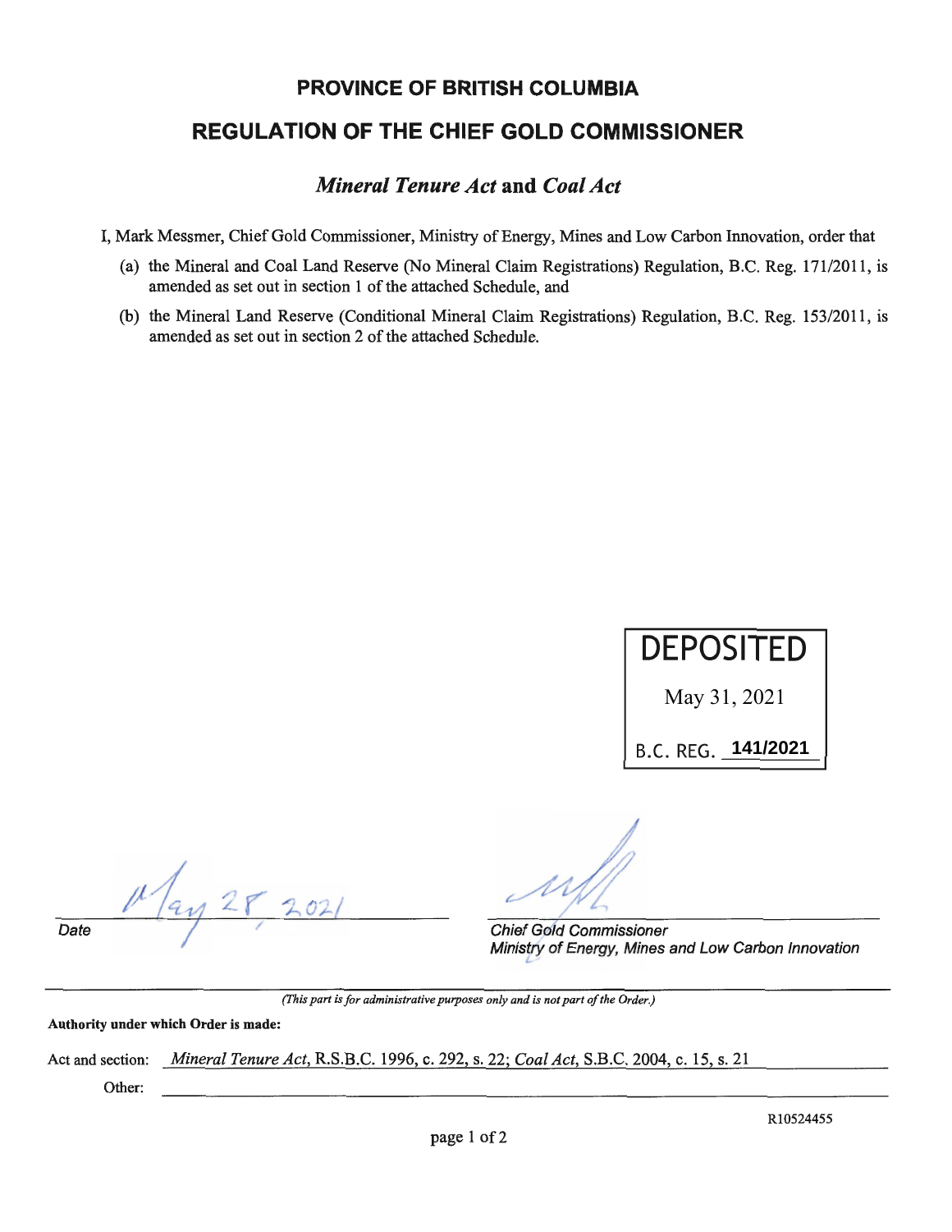# PROVINCE OF BRITISH COLUMBIA

## REGULATION OF THE CHIEF GOLD COMMISSIONER

### *Mineral Tenure Act* and *Coal Act*

I, Mark Messmer, Chief Gold Commissioner, Ministry of Energy, Mines and Low Carbon Innovation, order that

(a) the Mineral and Coal Land Reserve (No Mineral Claim Registrations) Regulation, B.C. Reg. 171/2011, is amended as set out in section 1 of the attached Schedule, and

(b) the Mineral Land Reserve (Conditional Mineral Claim Registrations) Regulation, B.C. Reg. 153/2011, is amended as set out in section 2 of the attached Schedule.

DEPOSITED

May 31, 2021

B.C. REG. 141/2021

May 28, 2021

Date

Chief Gold Commissioner
Ministry of Energy, Mines and Low Carbon Innovation

*(This part is for administrative purposes only and is not part of the Order.)*

**Authority under which Order is made:**

Act and section: *Mineral Tenure Act*, R.S.B.C. 1996, c. 292, s. 22; *Coal Act*, S.B.C. 2004, c. 15, s. 21

Other:

R10524455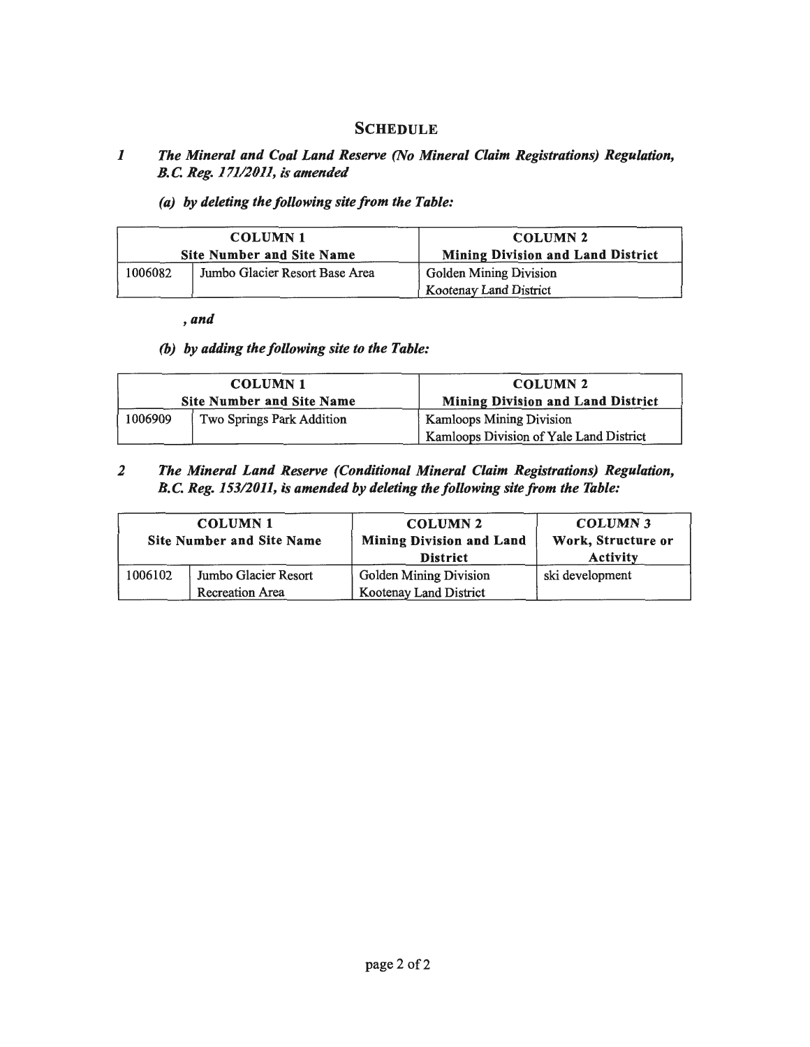## SCHEDULE

***1 The Mineral and Coal Land Reserve (No Mineral Claim Registrations) Regulation, B.C. Reg. 171/2011, is amended***

***(a) by deleting the following site from the Table:***

| COLUMN 1<br>Site Number and Site Name | | COLUMN 2<br>Mining Division and Land District |
|---|---|---|
| 1006082 | Jumbo Glacier Resort Base Area | Golden Mining Division<br>Kootenay Land District |

***, and***

***(b) by adding the following site to the Table:***

| COLUMN 1<br>Site Number and Site Name | | COLUMN 2<br>Mining Division and Land District |
|---|---|---|
| 1006909 | Two Springs Park Addition | Kamloops Mining Division<br>Kamloops Division of Yale Land District |

***2 The Mineral Land Reserve (Conditional Mineral Claim Registrations) Regulation, B.C. Reg. 153/2011, is amended by deleting the following site from the Table:***

| COLUMN 1<br>Site Number and Site Name | | COLUMN 2<br>Mining Division and Land District | COLUMN 3<br>Work, Structure or Activity |
|---|---|---|---|
| 1006102 | Jumbo Glacier Resort Recreation Area | Golden Mining Division<br>Kootenay Land District | ski development |